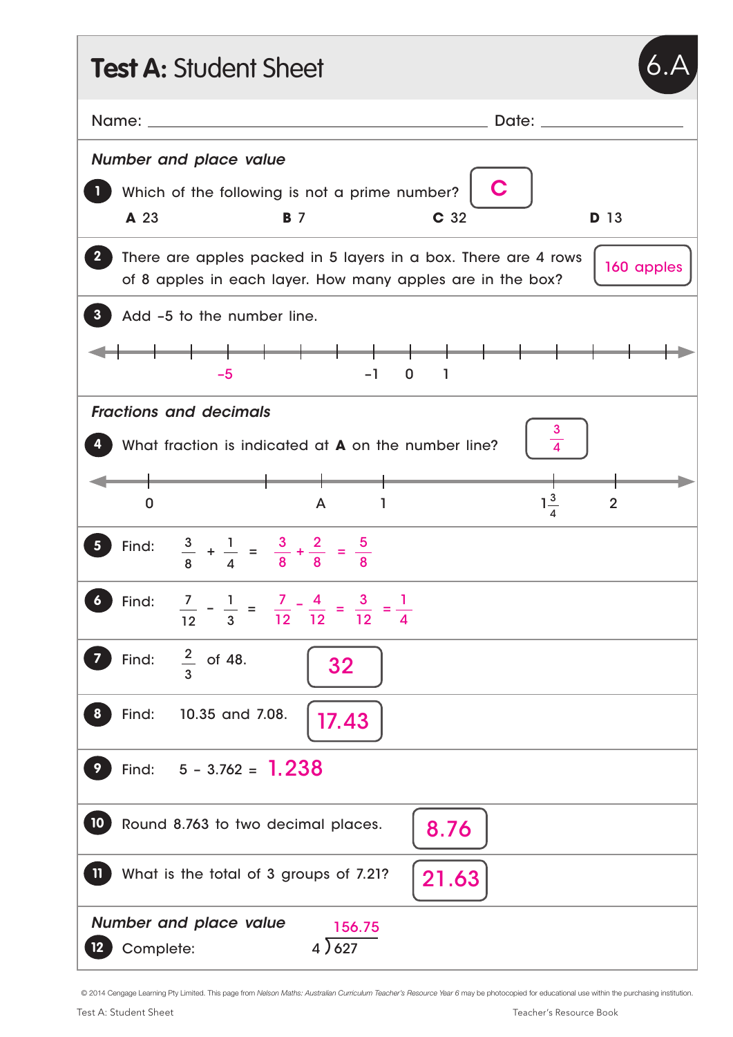# Test A: Student Sheet

6.A

Name: ______________________________ Date: ______________

*Number and place value*

**1** Which of the following is not a prime number? **C**

**A** 23 **B** 7 **C** 32 **D** 13

**2** There are apples packed in 5 layers in a box. There are 4 rows of 8 apples in each layer. How many apples are in the box? **160 apples**

**3** Add –5 to the number line.

–5 –1 0 1

*Fractions and decimals*

**4** What fraction is indicated at **A** on the number line? $\frac{3}{4}$

0 A 1 $1\frac{3}{4}$ 2

**5** Find: $\frac{3}{8} + \frac{1}{4} = \frac{3}{8} + \frac{2}{8} = \frac{5}{8}$

**6** Find: $\frac{7}{12} - \frac{1}{3} = \frac{7}{12} - \frac{4}{12} = \frac{3}{12} = \frac{1}{4}$

**7** Find: $\frac{2}{3}$ of 48. **32**

**8** Find: 10.35 and 7.08. **17.43**

**9** Find: 5 – 3.762 = **1.238**

**10** Round 8.763 to two decimal places. **8.76**

**11** What is the total of 3 groups of 7.21? **21.63**

*Number and place value*

**12** Complete: $4 \overline{)627}$ = **156.75**

© 2014 Cengage Learning Pty Limited. This page from *Nelson Maths: Australian Curriculum Teacher's Resource Year 6* may be photocopied for educational use within the purchasing institution.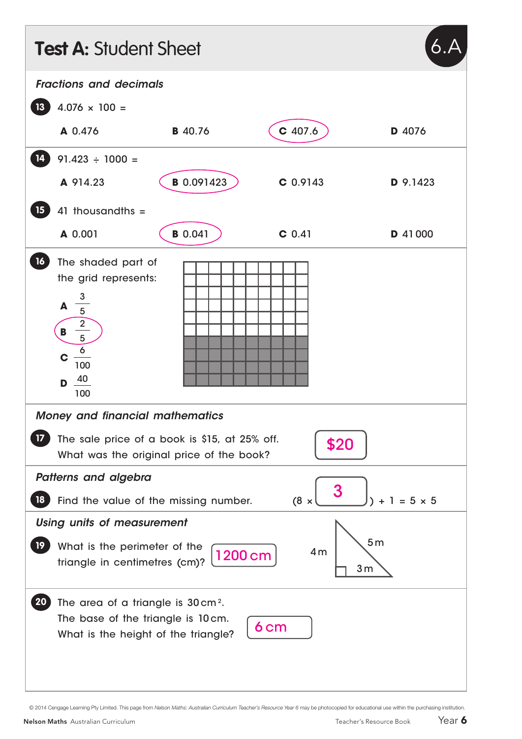# Test A: Student Sheet

6.A

*Fractions and decimals*

**13** $4.076 \times 100 =$

**A** 0.476 **B** 40.76 **C** 407.6 (circled) **D** 4076

**14** $91.423 \div 1000 =$

**A** 914.23 **B** 0.091423 (circled) **C** 0.9143 **D** 9.1423

**15** 41 thousandths =

**A** 0.001 **B** 0.041 (circled) **C** 0.41 **D** 41 000

**16** The shaded part of the grid represents:

**A** $\frac{3}{5}$

**B** $\frac{2}{5}$ (circled)

**C** $\frac{6}{100}$

**D** $\frac{40}{100}$

*Money and financial mathematics*

**17** The sale price of a book is $15, at 25% off. What was the original price of the book?

**$20**

*Patterns and algebra*

**18** Find the value of the missing number. $(8 \times \boxed{3}) + 1 = 5 \times 5$

*Using units of measurement*

**19** What is the perimeter of the triangle in centimetres (cm)?

**1200 cm**

4 m, 5 m, 3 m

**20** The area of a triangle is 30 cm². The base of the triangle is 10 cm. What is the height of the triangle?

**6 cm**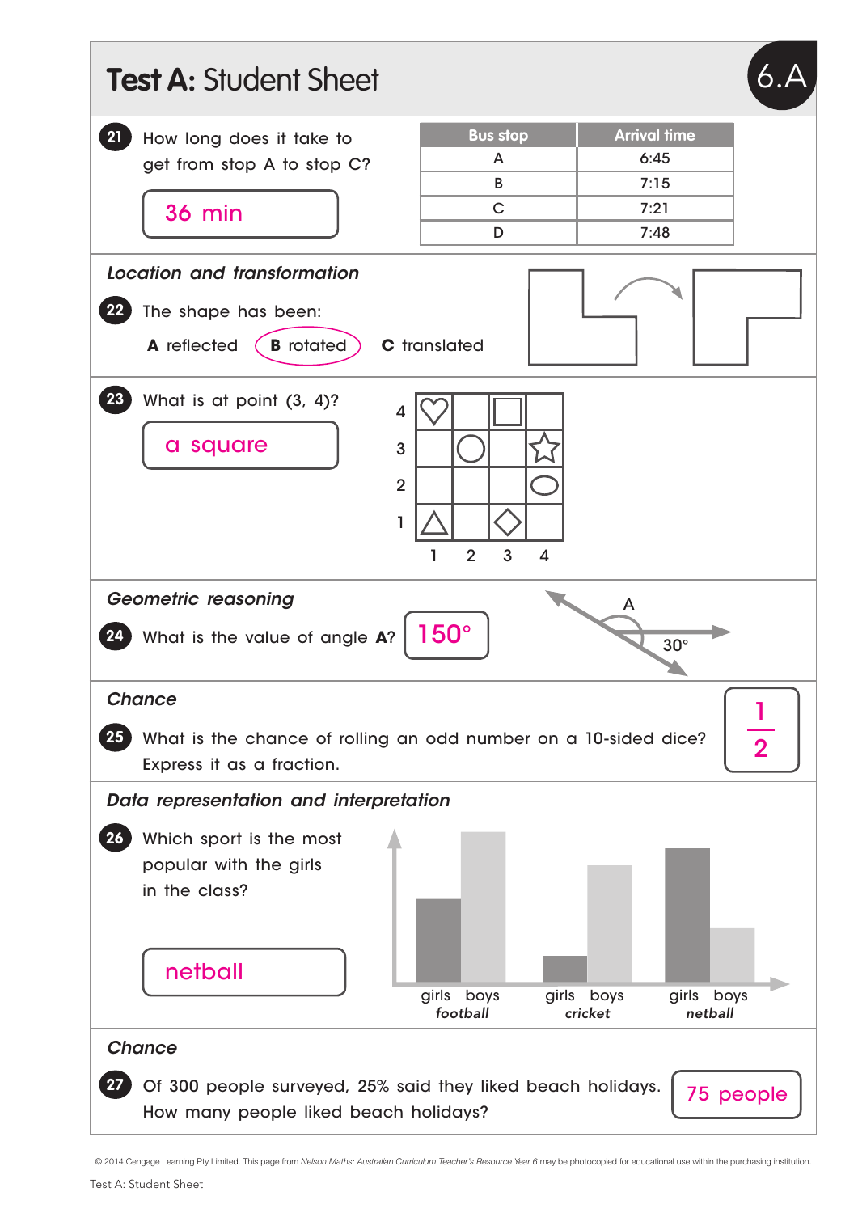# Test A: Student Sheet

6.A

**21** How long does it take to get from stop A to stop C?

36 min

| Bus stop | Arrival time |
|---|---|
| A | 6:45 |
| B | 7:15 |
| C | 7:21 |
| D | 7:48 |

## *Location and transformation*

**22** The shape has been:

**A** reflected   **B** rotated   **C** translated

**23** What is at point (3, 4)?

a square

4
3
2
1
1 2 3 4

## *Geometric reasoning*

**24** What is the value of angle **A**?

150°

A
30°

## *Chance*

**25** What is the chance of rolling an odd number on a 10-sided dice? Express it as a fraction.

$\frac{1}{2}$

## *Data representation and interpretation*

**26** Which sport is the most popular with the girls in the class?

netball

girls boys
*football*
girls boys
*cricket*
girls boys
*netball*

## *Chance*

**27** Of 300 people surveyed, 25% said they liked beach holidays. How many people liked beach holidays?

75 people

© 2014 Cengage Learning Pty Limited. This page from *Nelson Maths: Australian Curriculum Teacher's Resource Year 6* may be photocopied for educational use within the purchasing institution.